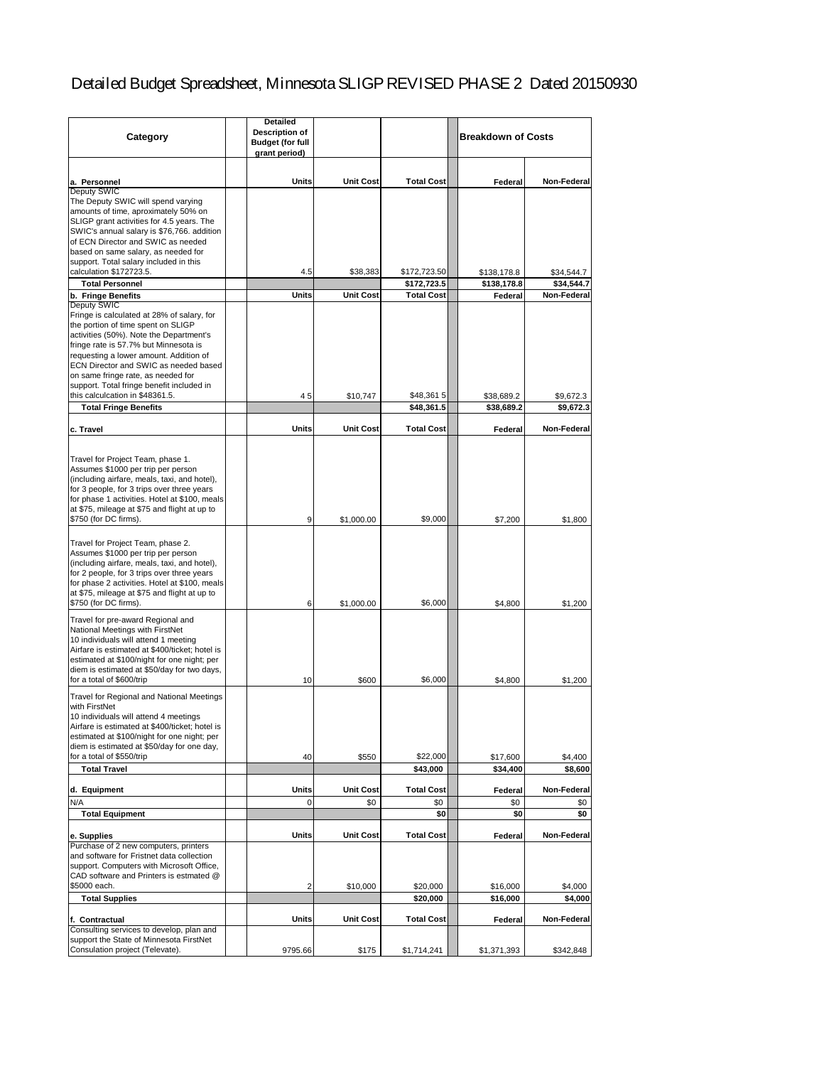# Detailed Budget Spreadsheet, Minnesota SLIGP REVISED PHASE 2 Dated 20150930

| Category | Detailed Description of Budget (for full grant period) | | | Breakdown of Costs | |
|---|---|---|---|---|---|
| **a. Personnel** | **Units** | **Unit Cost** | **Total Cost** | **Federal** | **Non-Federal** |
| Deputy SWIC<br>The Deputy SWIC will spend varying amounts of time, aproximately 50% on SLIGP grant activities for 4.5 years. The SWIC's annual salary is $76,766. addition of ECN Director and SWIC as needed based on same salary, as needed for support. Total salary included in this calculation $172723.5. | 4.5 | $38,383 | $172,723.50 | $138,178.8 | $34,544.7 |
| **Total Personnel** | | | **$172,723.5** | **$138,178.8** | **$34,544.7** |
| **b. Fringe Benefits** | **Units** | **Unit Cost** | **Total Cost** | **Federal** | **Non-Federal** |
| Deputy SWIC<br>Fringe is calculated at 28% of salary, for the portion of time spent on SLIGP activities (50%). Note the Department's fringe rate is 57.7% but Minnesota is requesting a lower amount. Addition of ECN Director and SWIC as needed based on same fringe rate, as needed for support. Total fringe benefit included in this calculcation in $48361.5. | 4 5 | $10,747 | $48,361 5 | $38,689.2 | $9,672.3 |
| **Total Fringe Benefits** | | | **$48,361.5** | **$38,689.2** | **$9,672.3** |
| **c. Travel** | **Units** | **Unit Cost** | **Total Cost** | **Federal** | **Non-Federal** |
| Travel for Project Team, phase 1. Assumes $1000 per trip per person (including airfare, meals, taxi, and hotel), for 3 people, for 3 trips over three years for phase 1 activities. Hotel at $100, meals at $75, mileage at $75 and flight at up to $750 (for DC firms). | 9 | $1,000.00 | $9,000 | $7,200 | $1,800 |
| Travel for Project Team, phase 2. Assumes $1000 per trip per person (including airfare, meals, taxi, and hotel), for 2 people, for 3 trips over three years for phase 2 activities. Hotel at $100, meals at $75, mileage at $75 and flight at up to $750 (for DC firms). | 6 | $1,000.00 | $6,000 | $4,800 | $1,200 |
| Travel for pre-award Regional and National Meetings with FirstNet<br>10 individuals will attend 1 meeting<br>Airfare is estimated at $400/ticket; hotel is estimated at $100/night for one night; per diem is estimated at $50/day for two days, for a total of $600/trip | 10 | $600 | $6,000 | $4,800 | $1,200 |
| Travel for Regional and National Meetings with FirstNet<br>10 individuals will attend 4 meetings<br>Airfare is estimated at $400/ticket; hotel is estimated at $100/night for one night; per diem is estimated at $50/day for one day, for a total of $550/trip | 40 | $550 | $22,000 | $17,600 | $4,400 |
| **Total Travel** | | | **$43,000** | **$34,400** | **$8,600** |
| **d. Equipment** | **Units** | **Unit Cost** | **Total Cost** | **Federal** | **Non-Federal** |
| N/A | 0 | $0 | $0 | $0 | $0 |
| **Total Equipment** | | | **$0** | **$0** | **$0** |
| **e. Supplies** | **Units** | **Unit Cost** | **Total Cost** | **Federal** | **Non-Federal** |
| Purchase of 2 new computers, printers and software for Fristnet data collection support. Computers with Microsoft Office, CAD software and Printers is estmated @ $5000 each. | 2 | $10,000 | $20,000 | $16,000 | $4,000 |
| **Total Supplies** | | | **$20,000** | **$16,000** | **$4,000** |
| **f. Contractual** | **Units** | **Unit Cost** | **Total Cost** | **Federal** | **Non-Federal** |
| Consulting services to develop, plan and support the State of Minnesota FirstNet Consulation project (Televate). | 9795.66 | $175 | $1,714,241 | $1,371,393 | $342,848 |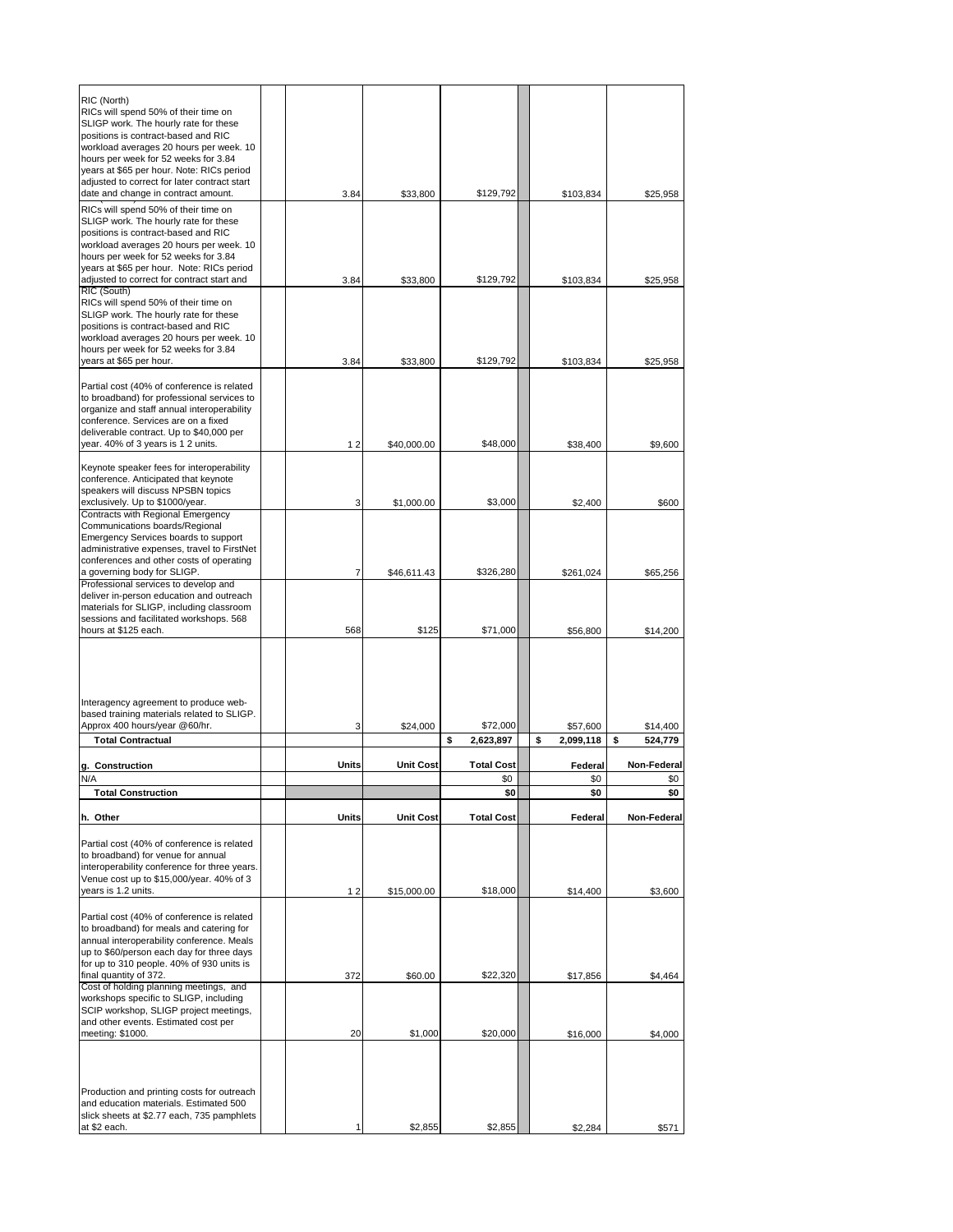| | | Units | Unit Cost | Total Cost | | Federal | Non-Federal |
|---|---|---|---|---|---|---|---|
| RIC (North) RICs will spend 50% of their time on SLIGP work. The hourly rate for these positions is contract-based and RIC workload averages 20 hours per week. 10 hours per week for 52 weeks for 3.84 years at $65 per hour. Note: RICs period adjusted to correct for later contract start date and change in contract amount. | | 3.84 | $33,800 | $129,792 | | $103,834 | $25,958 |
| RICs will spend 50% of their time on SLIGP work. The hourly rate for these positions is contract-based and RIC workload averages 20 hours per week. 10 hours per week for 52 weeks for 3.84 years at $65 per hour. Note: RICs period adjusted to correct for contract start and | | 3.84 | $33,800 | $129,792 | | $103,834 | $25,958 |
| RIC (South) RICs will spend 50% of their time on SLIGP work. The hourly rate for these positions is contract-based and RIC workload averages 20 hours per week. 10 hours per week for 52 weeks for 3.84 years at $65 per hour. | | 3.84 | $33,800 | $129,792 | | $103,834 | $25,958 |
| Partial cost (40% of conference is related to broadband) for professional services to organize and staff annual interoperability conference. Services are on a fixed deliverable contract. Up to $40,000 per year. 40% of 3 years is 1 2 units. | | 1 2 | $40,000.00 | $48,000 | | $38,400 | $9,600 |
| Keynote speaker fees for interoperability conference. Anticipated that keynote speakers will discuss NPSBN topics exclusively. Up to $1000/year. | | 3 | $1,000.00 | $3,000 | | $2,400 | $600 |
| Contracts with Regional Emergency Communications boards/Regional Emergency Services boards to support administrative expenses, travel to FirstNet conferences and other costs of operating a governing body for SLIGP. | | 7 | $46,611.43 | $326,280 | | $261,024 | $65,256 |
| Professional services to develop and deliver in-person education and outreach materials for SLIGP, including classroom sessions and facilitated workshops. 568 hours at $125 each. | | 568 | $125 | $71,000 | | $56,800 | $14,200 |
| Interagency agreement to produce web-based training materials related to SLIGP. Approx 400 hours/year @60/hr. | | 3 | $24,000 | $72,000 | | $57,600 | $14,400 |
| **Total Contractual** | | | | $ 2,623,897 | | $ 2,099,118 | $ 524,779 |
| | | | | | | | |
| **g. Construction** | | **Units** | **Unit Cost** | **Total Cost** | | **Federal** | **Non-Federal** |
| N/A | | | | $0 | | $0 | $0 |
| **Total Construction** | | | | **$0** | | **$0** | **$0** |
| | | | | | | | |
| **h. Other** | | **Units** | **Unit Cost** | **Total Cost** | | **Federal** | **Non-Federal** |
| Partial cost (40% of conference is related to broadband) for venue for annual interoperability conference for three years. Venue cost up to $15,000/year. 40% of 3 years is 1.2 units. | | 1 2 | $15,000.00 | $18,000 | | $14,400 | $3,600 |
| Partial cost (40% of conference is related to broadband) for meals and catering for annual interoperability conference. Meals up to $60/person each day for three days for up to 310 people. 40% of 930 units is final quantity of 372. | | 372 | $60.00 | $22,320 | | $17,856 | $4,464 |
| Cost of holding planning meetings, and workshops specific to SLIGP, including SCIP workshop, SLIGP project meetings, and other events. Estimated cost per meeting: $1000. | | 20 | $1,000 | $20,000 | | $16,000 | $4,000 |
| Production and printing costs for outreach and education materials. Estimated 500 slick sheets at $2.77 each, 735 pamphlets at $2 each. | | 1 | $2,855 | $2,855 | | $2,284 | $571 |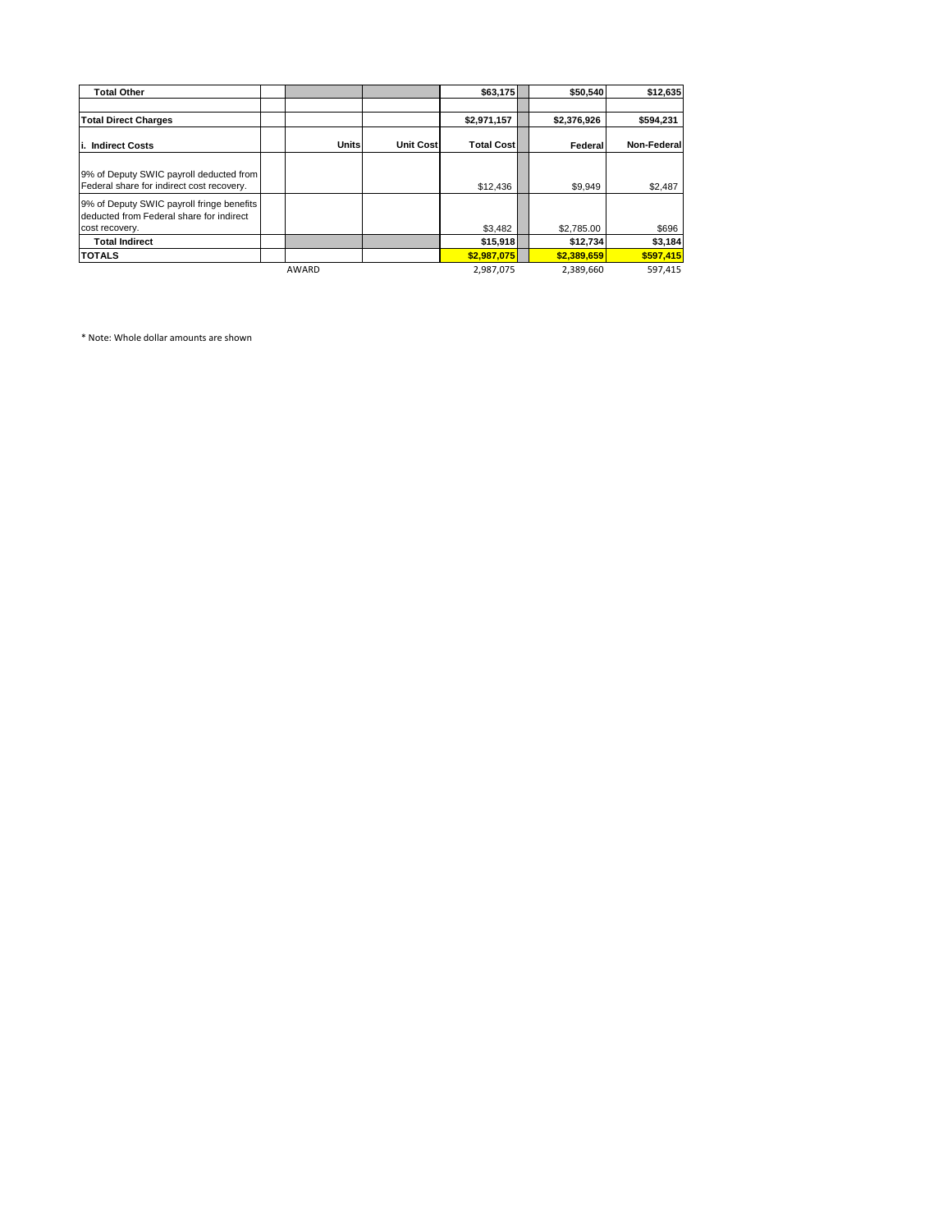| | | | | | | |
|---|---|---|---|---|---|---|
| **Total Other** | | | | **$63,175** | | **$50,540** | **$12,635** |
| | | | | | | | |
| **Total Direct Charges** | | | | **$2,971,157** | | **$2,376,926** | **$594,231** |
| **i. Indirect Costs** | | **Units** | **Unit Cost** | **Total Cost** | | **Federal** | **Non-Federal** |
| 9% of Deputy SWIC payroll deducted from Federal share for indirect cost recovery. | | | | $12,436 | | $9,949 | $2,487 |
| 9% of Deputy SWIC payroll fringe benefits deducted from Federal share for indirect cost recovery. | | | | $3,482 | | $2,785.00 | $696 |
| **Total Indirect** | | | | **$15,918** | | **$12,734** | **$3,184** |
| **TOTALS** | | | | **$2,987,075** | | **$2,389,659** | **$597,415** |
| | | AWARD | | 2,987,075 | | 2,389,660 | 597,415 |

* Note: Whole dollar amounts are shown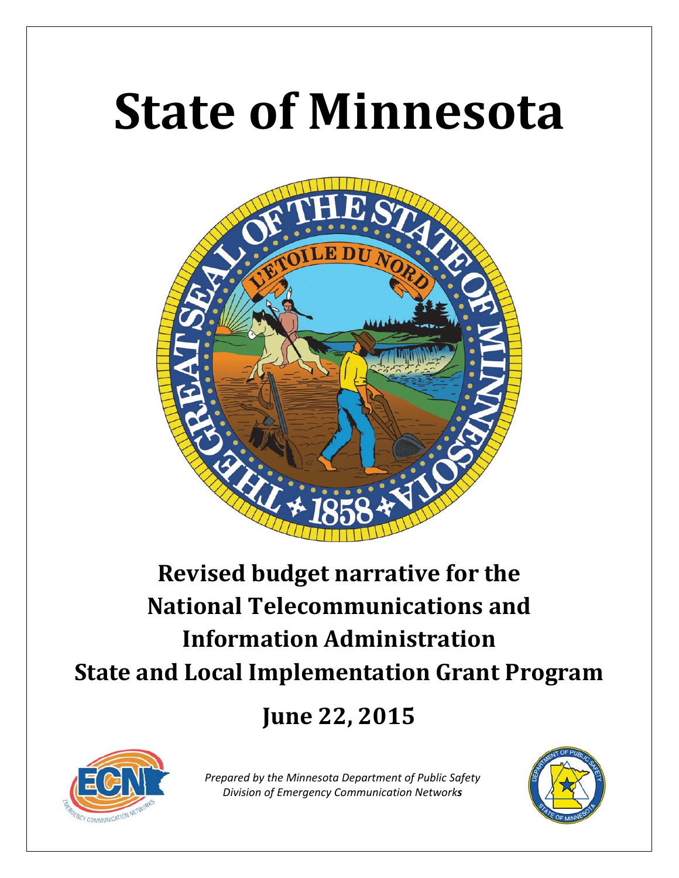# State of Minnesota

## Revised budget narrative for the National Telecommunications and Information Administration State and Local Implementation Grant Program

## June 22, 2015

*Prepared by the Minnesota Department of Public Safety Division of Emergency Communication Networks*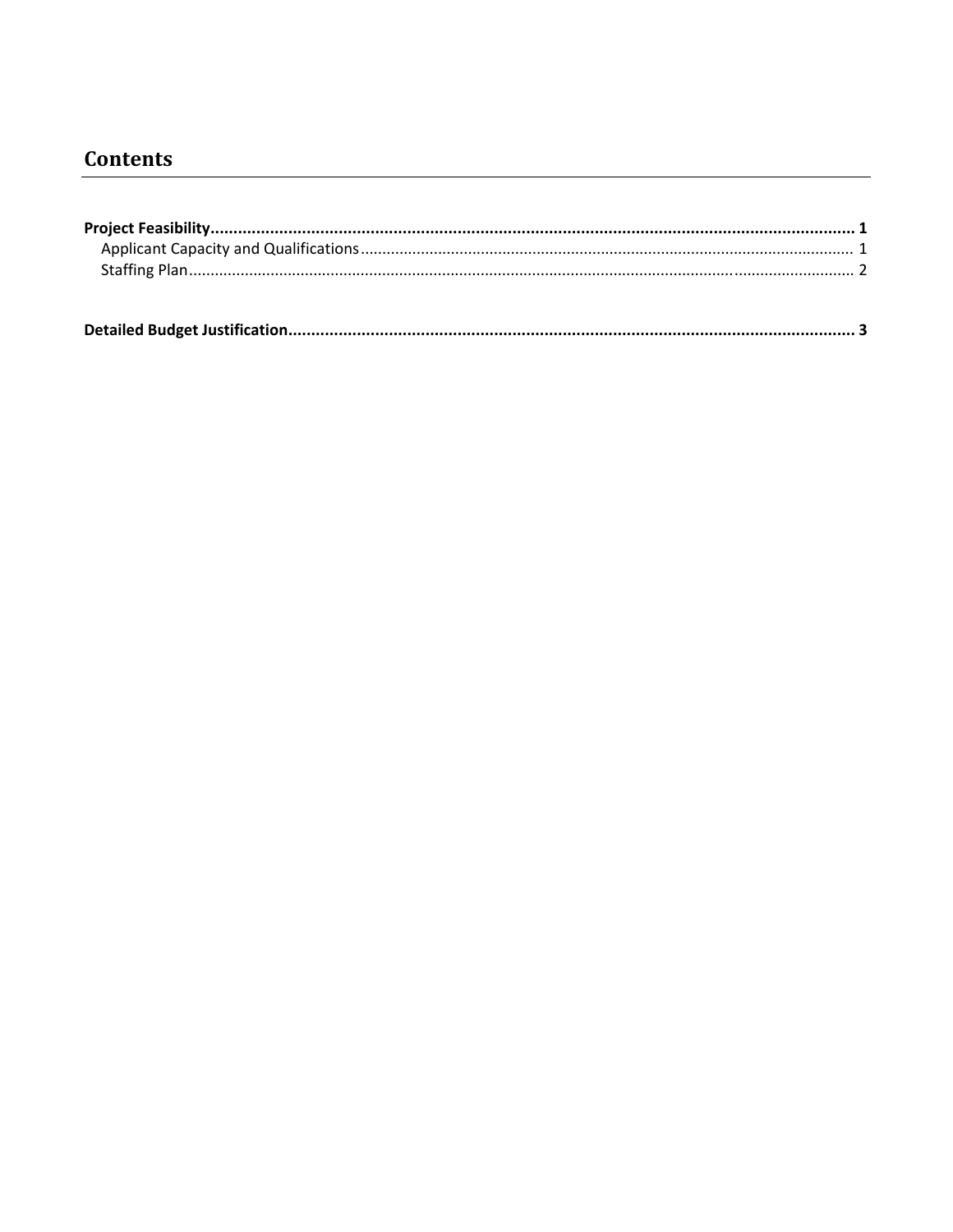## Contents

**Project Feasibility**.............................................................................................................................................. **1**

Applicant Capacity and Qualifications.................................................................................................................. 1

Staffing Plan......................................................................................................................................................... 2

**Detailed Budget Justification**............................................................................................................................. **3**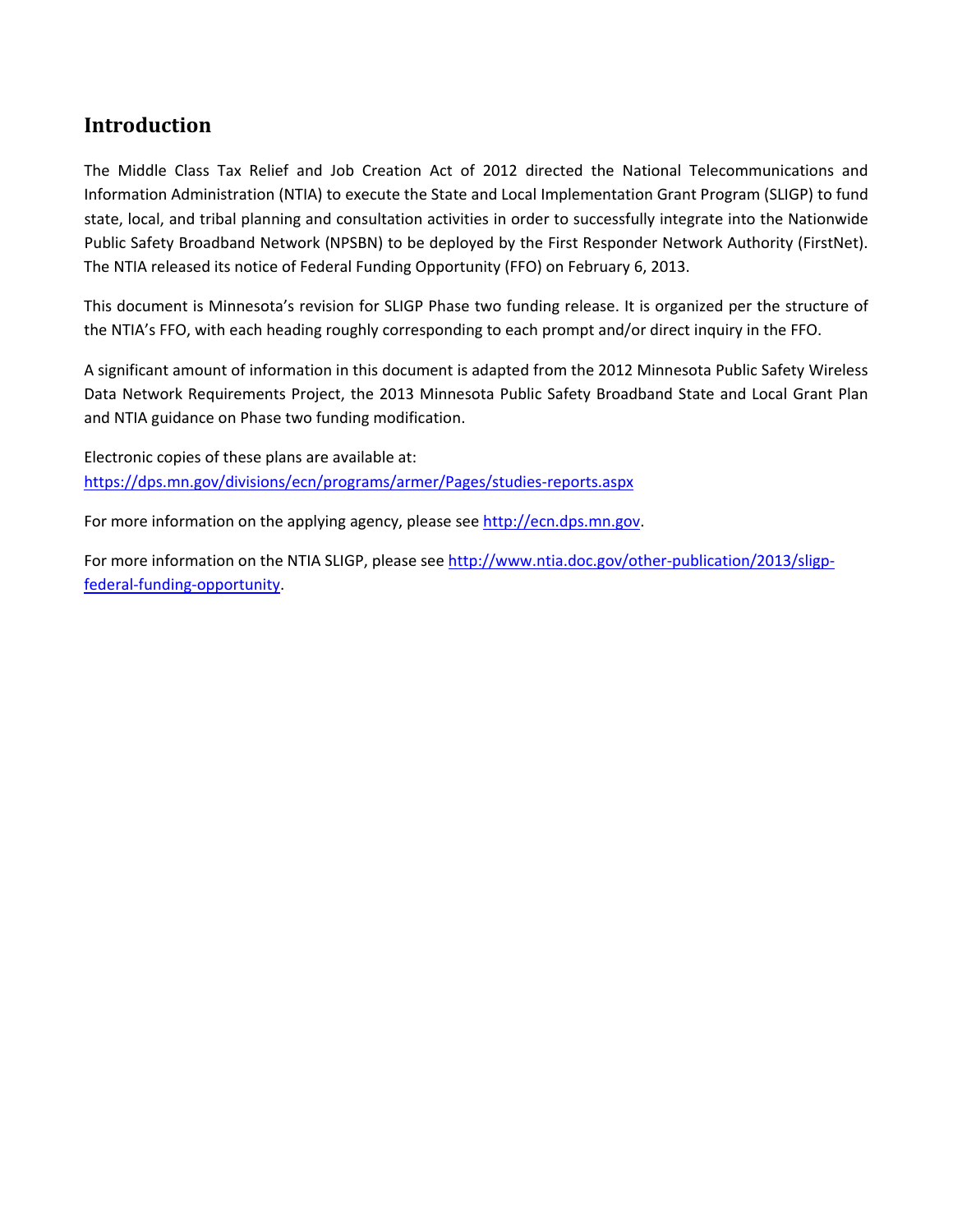## Introduction

The Middle Class Tax Relief and Job Creation Act of 2012 directed the National Telecommunications and Information Administration (NTIA) to execute the State and Local Implementation Grant Program (SLIGP) to fund state, local, and tribal planning and consultation activities in order to successfully integrate into the Nationwide Public Safety Broadband Network (NPSBN) to be deployed by the First Responder Network Authority (FirstNet). The NTIA released its notice of Federal Funding Opportunity (FFO) on February 6, 2013.

This document is Minnesota's revision for SLIGP Phase two funding release. It is organized per the structure of the NTIA's FFO, with each heading roughly corresponding to each prompt and/or direct inquiry in the FFO.

A significant amount of information in this document is adapted from the 2012 Minnesota Public Safety Wireless Data Network Requirements Project, the 2013 Minnesota Public Safety Broadband State and Local Grant Plan and NTIA guidance on Phase two funding modification.

Electronic copies of these plans are available at:
https://dps.mn.gov/divisions/ecn/programs/armer/Pages/studies-reports.aspx

For more information on the applying agency, please see http://ecn.dps.mn.gov.

For more information on the NTIA SLIGP, please see http://www.ntia.doc.gov/other-publication/2013/sligp-federal-funding-opportunity.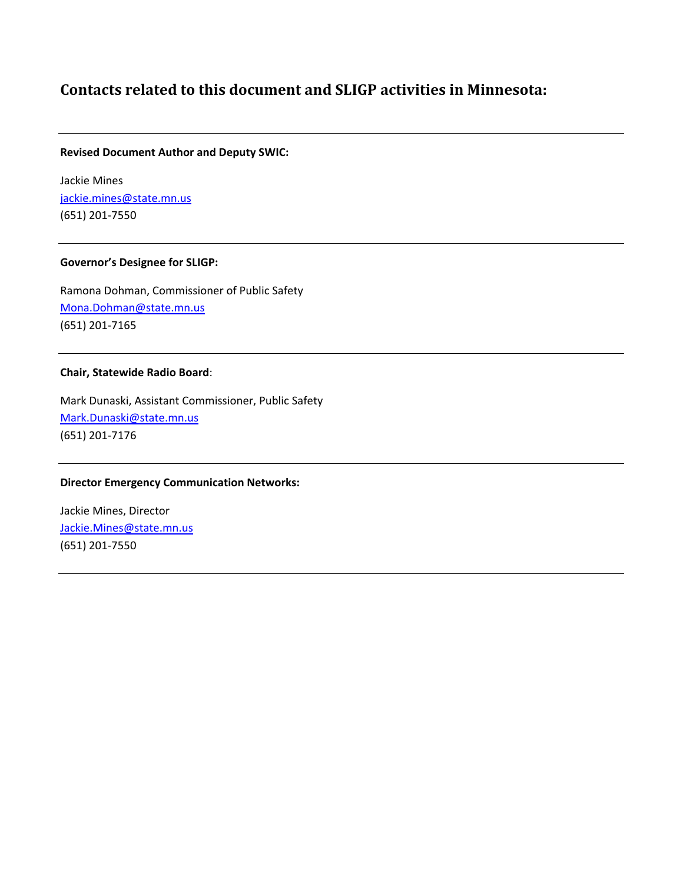# Contacts related to this document and SLIGP activities in Minnesota:

---

**Revised Document Author and Deputy SWIC:**

Jackie Mines
jackie.mines@state.mn.us
(651) 201-7550

---

**Governor's Designee for SLIGP:**

Ramona Dohman, Commissioner of Public Safety
Mona.Dohman@state.mn.us
(651) 201-7165

---

**Chair, Statewide Radio Board**:

Mark Dunaski, Assistant Commissioner, Public Safety
Mark.Dunaski@state.mn.us
(651) 201-7176

---

**Director Emergency Communication Networks:**

Jackie Mines, Director
Jackie.Mines@state.mn.us
(651) 201-7550

---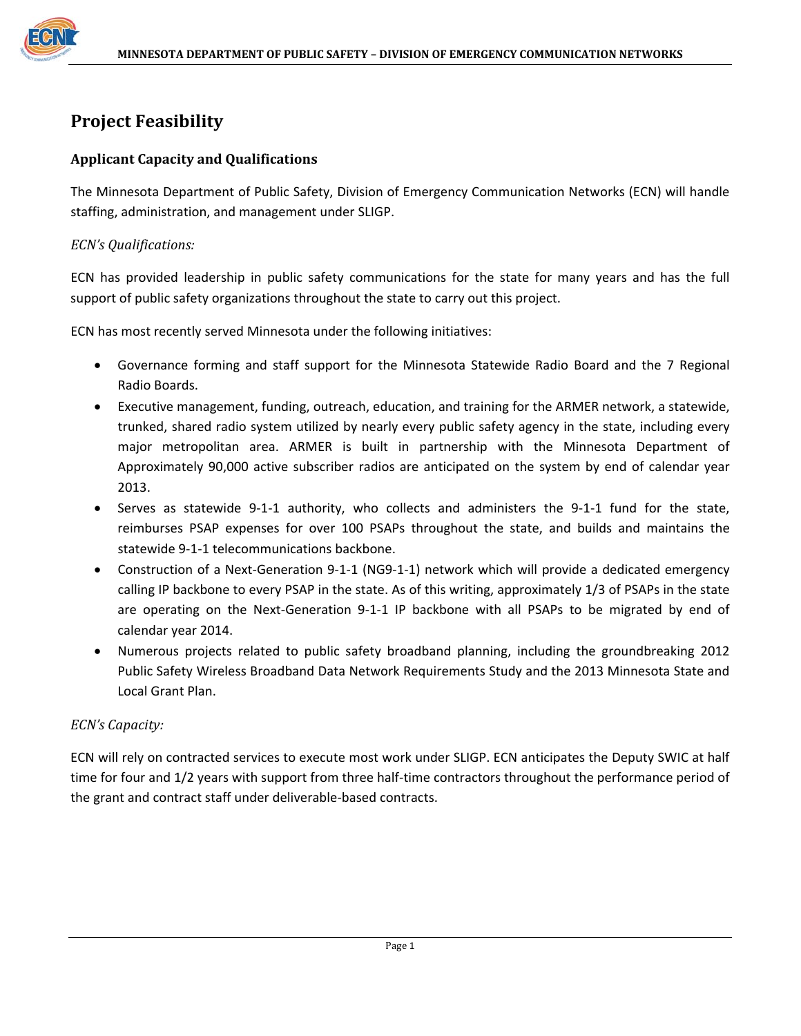# Project Feasibility

## Applicant Capacity and Qualifications

The Minnesota Department of Public Safety, Division of Emergency Communication Networks (ECN) will handle staffing, administration, and management under SLIGP.

*ECN's Qualifications:*

ECN has provided leadership in public safety communications for the state for many years and has the full support of public safety organizations throughout the state to carry out this project.

ECN has most recently served Minnesota under the following initiatives:

- Governance forming and staff support for the Minnesota Statewide Radio Board and the 7 Regional Radio Boards.
- Executive management, funding, outreach, education, and training for the ARMER network, a statewide, trunked, shared radio system utilized by nearly every public safety agency in the state, including every major metropolitan area. ARMER is built in partnership with the Minnesota Department of Approximately 90,000 active subscriber radios are anticipated on the system by end of calendar year 2013.
- Serves as statewide 9-1-1 authority, who collects and administers the 9-1-1 fund for the state, reimburses PSAP expenses for over 100 PSAPs throughout the state, and builds and maintains the statewide 9-1-1 telecommunications backbone.
- Construction of a Next-Generation 9-1-1 (NG9-1-1) network which will provide a dedicated emergency calling IP backbone to every PSAP in the state. As of this writing, approximately 1/3 of PSAPs in the state are operating on the Next-Generation 9-1-1 IP backbone with all PSAPs to be migrated by end of calendar year 2014.
- Numerous projects related to public safety broadband planning, including the groundbreaking 2012 Public Safety Wireless Broadband Data Network Requirements Study and the 2013 Minnesota State and Local Grant Plan.

*ECN's Capacity:*

ECN will rely on contracted services to execute most work under SLIGP. ECN anticipates the Deputy SWIC at half time for four and 1/2 years with support from three half-time contractors throughout the performance period of the grant and contract staff under deliverable-based contracts.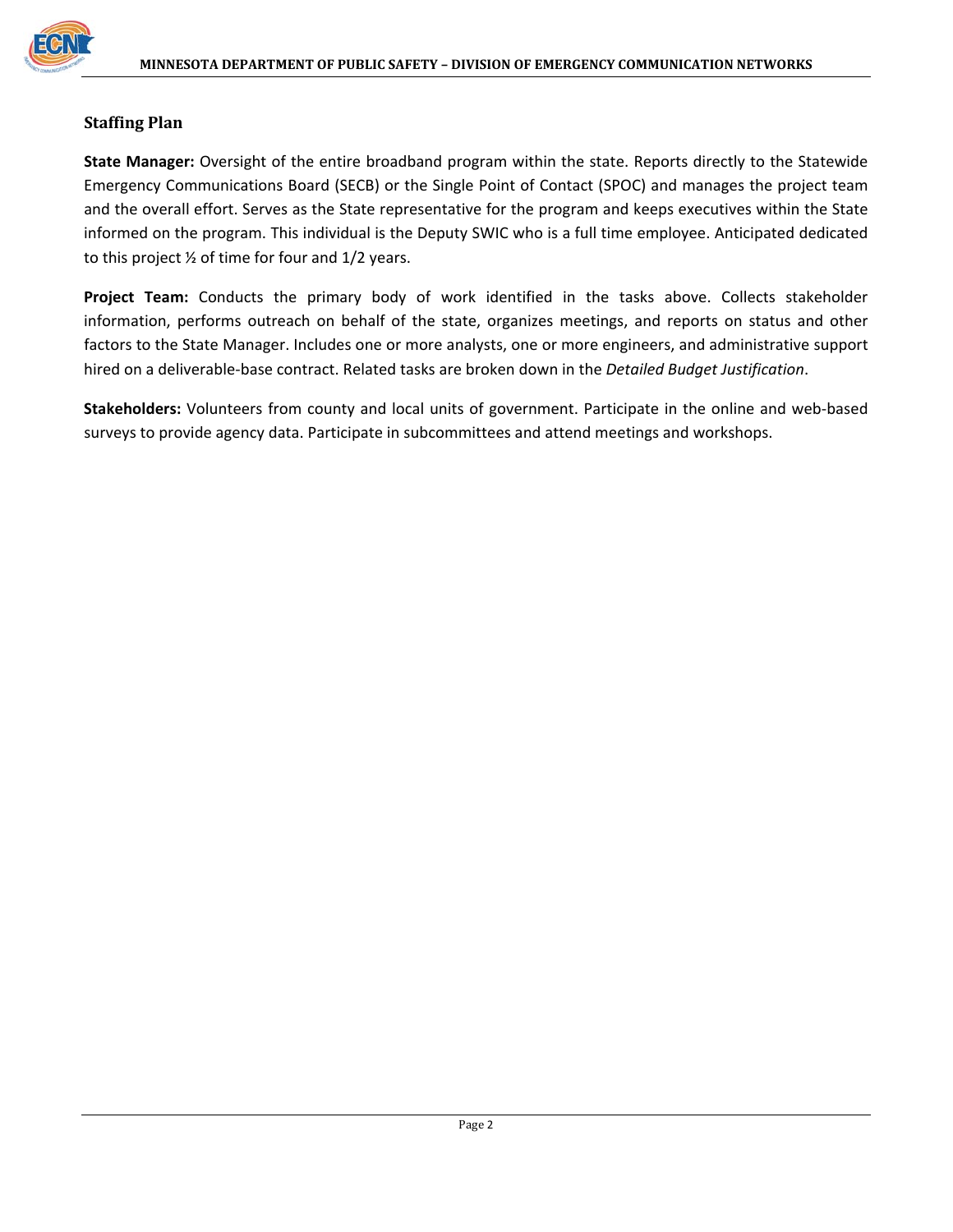## Staffing Plan

**State Manager:** Oversight of the entire broadband program within the state. Reports directly to the Statewide Emergency Communications Board (SECB) or the Single Point of Contact (SPOC) and manages the project team and the overall effort. Serves as the State representative for the program and keeps executives within the State informed on the program. This individual is the Deputy SWIC who is a full time employee. Anticipated dedicated to this project ½ of time for four and 1/2 years.

**Project Team:** Conducts the primary body of work identified in the tasks above. Collects stakeholder information, performs outreach on behalf of the state, organizes meetings, and reports on status and other factors to the State Manager. Includes one or more analysts, one or more engineers, and administrative support hired on a deliverable-base contract. Related tasks are broken down in the *Detailed Budget Justification*.

**Stakeholders:** Volunteers from county and local units of government. Participate in the online and web-based surveys to provide agency data. Participate in subcommittees and attend meetings and workshops.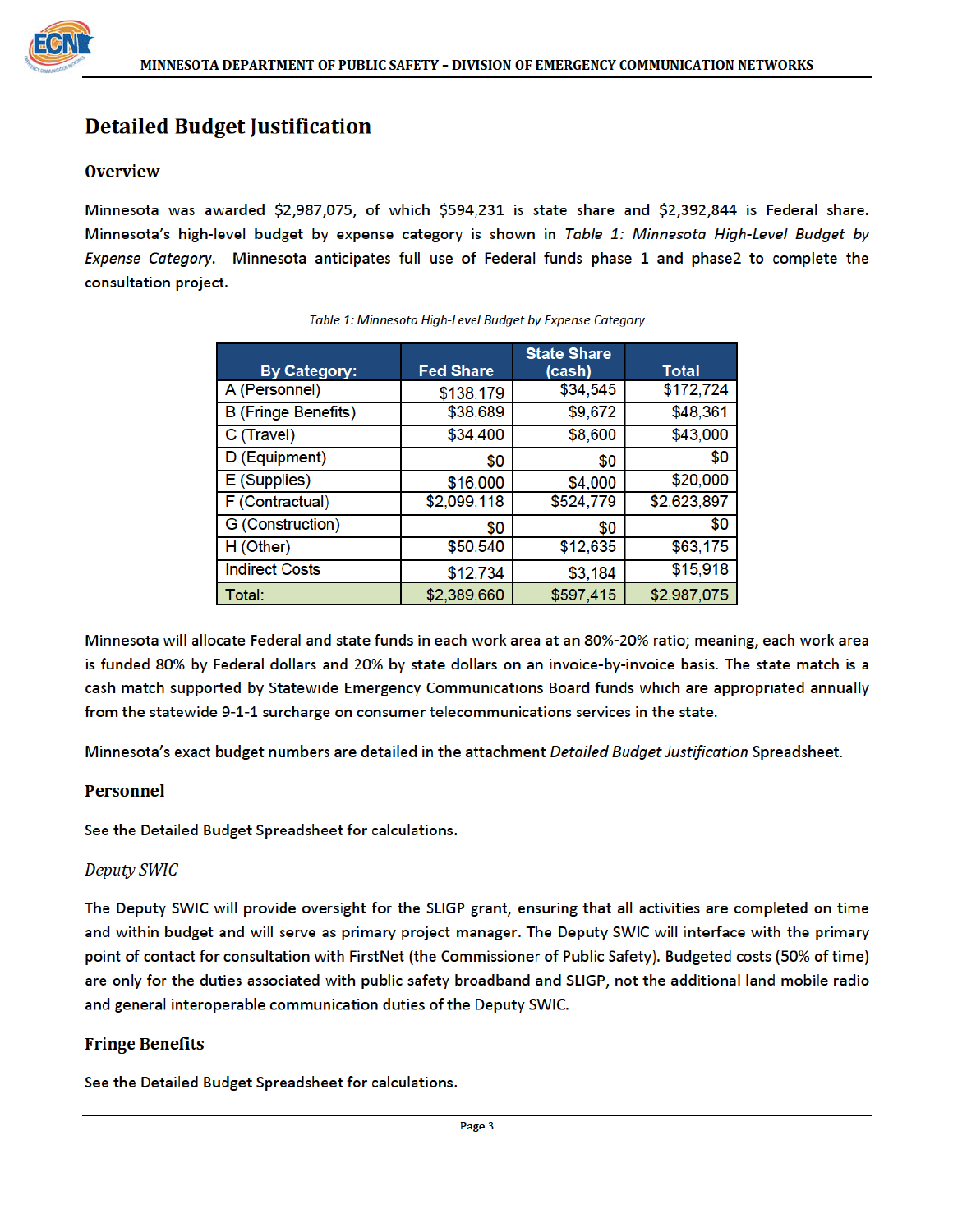## Detailed Budget Justification

### Overview

Minnesota was awarded $2,987,075, of which $594,231 is state share and $2,392,844 is Federal share. Minnesota's high-level budget by expense category is shown in *Table 1: Minnesota High-Level Budget by Expense Category*. Minnesota anticipates full use of Federal funds phase 1 and phase2 to complete the consultation project.

*Table 1: Minnesota High-Level Budget by Expense Category*

| By Category: | Fed Share | State Share (cash) | Total |
|---|---|---|---|
| A (Personnel) | $138,179 | $34,545 | $172,724 |
| B (Fringe Benefits) | $38,689 | $9,672 | $48,361 |
| C (Travel) | $34,400 | $8,600 | $43,000 |
| D (Equipment) | $0 | $0 | $0 |
| E (Supplies) | $16,000 | $4,000 | $20,000 |
| F (Contractual) | $2,099,118 | $524,779 | $2,623,897 |
| G (Construction) | $0 | $0 | $0 |
| H (Other) | $50,540 | $12,635 | $63,175 |
| Indirect Costs | $12,734 | $3,184 | $15,918 |
| Total: | $2,389,660 | $597,415 | $2,987,075 |

Minnesota will allocate Federal and state funds in each work area at an 80%-20% ratio; meaning, each work area is funded 80% by Federal dollars and 20% by state dollars on an invoice-by-invoice basis. The state match is a cash match supported by Statewide Emergency Communications Board funds which are appropriated annually from the statewide 9-1-1 surcharge on consumer telecommunications services in the state.

Minnesota's exact budget numbers are detailed in the attachment *Detailed Budget Justification* Spreadsheet.

### Personnel

See the Detailed Budget Spreadsheet for calculations.

#### *Deputy SWIC*

The Deputy SWIC will provide oversight for the SLIGP grant, ensuring that all activities are completed on time and within budget and will serve as primary project manager. The Deputy SWIC will interface with the primary point of contact for consultation with FirstNet (the Commissioner of Public Safety). Budgeted costs (50% of time) are only for the duties associated with public safety broadband and SLIGP, not the additional land mobile radio and general interoperable communication duties of the Deputy SWIC.

### Fringe Benefits

See the Detailed Budget Spreadsheet for calculations.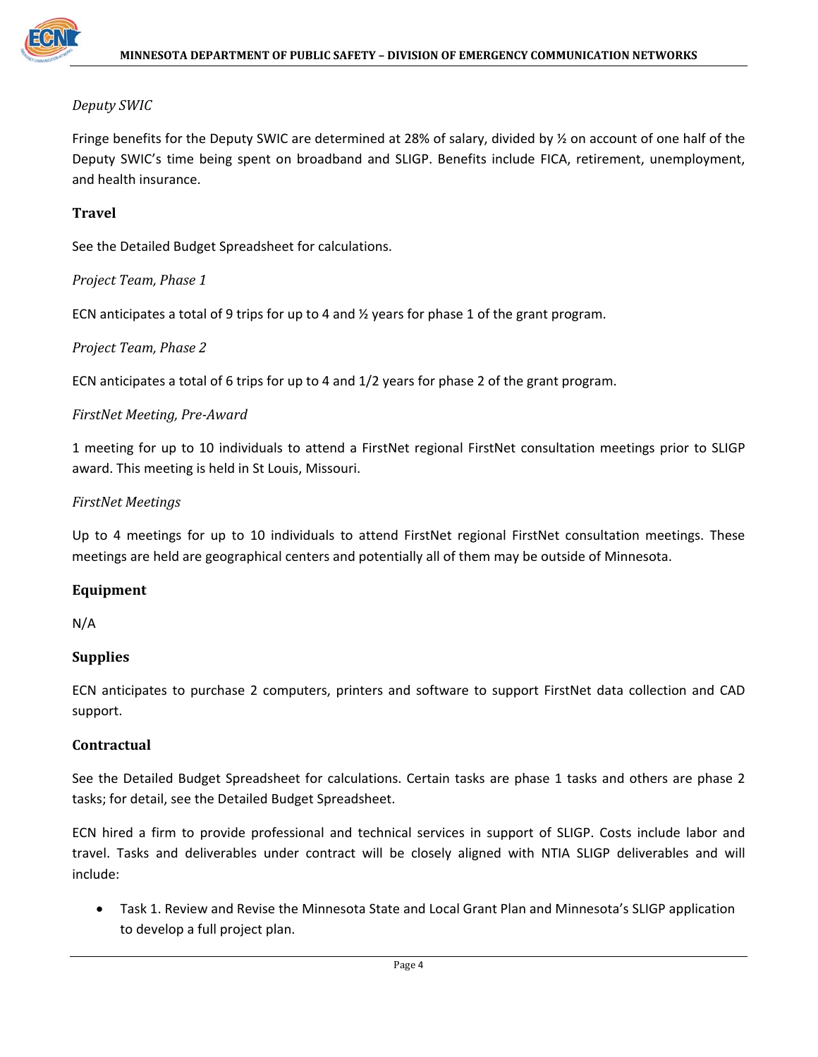*Deputy SWIC*

Fringe benefits for the Deputy SWIC are determined at 28% of salary, divided by ½ on account of one half of the Deputy SWIC's time being spent on broadband and SLIGP. Benefits include FICA, retirement, unemployment, and health insurance.

### Travel

See the Detailed Budget Spreadsheet for calculations.

*Project Team, Phase 1*

ECN anticipates a total of 9 trips for up to 4 and ½ years for phase 1 of the grant program.

*Project Team, Phase 2*

ECN anticipates a total of 6 trips for up to 4 and 1/2 years for phase 2 of the grant program.

*FirstNet Meeting, Pre-Award*

1 meeting for up to 10 individuals to attend a FirstNet regional FirstNet consultation meetings prior to SLIGP award. This meeting is held in St Louis, Missouri.

*FirstNet Meetings*

Up to 4 meetings for up to 10 individuals to attend FirstNet regional FirstNet consultation meetings. These meetings are held are geographical centers and potentially all of them may be outside of Minnesota.

### Equipment

N/A

### Supplies

ECN anticipates to purchase 2 computers, printers and software to support FirstNet data collection and CAD support.

### Contractual

See the Detailed Budget Spreadsheet for calculations. Certain tasks are phase 1 tasks and others are phase 2 tasks; for detail, see the Detailed Budget Spreadsheet.

ECN hired a firm to provide professional and technical services in support of SLIGP. Costs include labor and travel. Tasks and deliverables under contract will be closely aligned with NTIA SLIGP deliverables and will include:

- Task 1. Review and Revise the Minnesota State and Local Grant Plan and Minnesota's SLIGP application to develop a full project plan.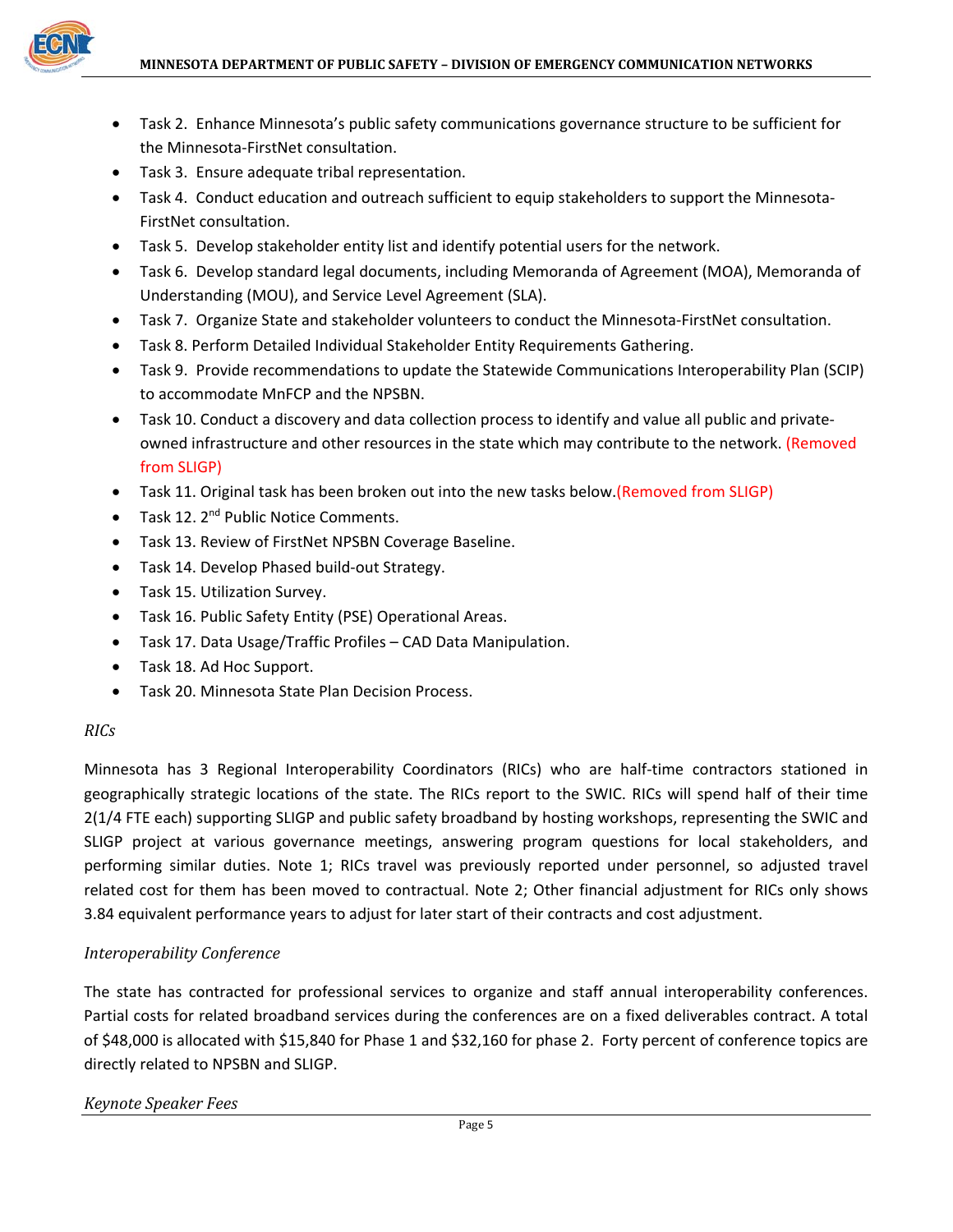- Task 2. Enhance Minnesota's public safety communications governance structure to be sufficient for the Minnesota-FirstNet consultation.
- Task 3. Ensure adequate tribal representation.
- Task 4. Conduct education and outreach sufficient to equip stakeholders to support the Minnesota-FirstNet consultation.
- Task 5. Develop stakeholder entity list and identify potential users for the network.
- Task 6. Develop standard legal documents, including Memoranda of Agreement (MOA), Memoranda of Understanding (MOU), and Service Level Agreement (SLA).
- Task 7. Organize State and stakeholder volunteers to conduct the Minnesota-FirstNet consultation.
- Task 8. Perform Detailed Individual Stakeholder Entity Requirements Gathering.
- Task 9. Provide recommendations to update the Statewide Communications Interoperability Plan (SCIP) to accommodate MnFCP and the NPSBN.
- Task 10. Conduct a discovery and data collection process to identify and value all public and private-owned infrastructure and other resources in the state which may contribute to the network. (Removed from SLIGP)
- Task 11. Original task has been broken out into the new tasks below.(Removed from SLIGP)
- Task 12. 2nd Public Notice Comments.
- Task 13. Review of FirstNet NPSBN Coverage Baseline.
- Task 14. Develop Phased build-out Strategy.
- Task 15. Utilization Survey.
- Task 16. Public Safety Entity (PSE) Operational Areas.
- Task 17. Data Usage/Traffic Profiles – CAD Data Manipulation.
- Task 18. Ad Hoc Support.
- Task 20. Minnesota State Plan Decision Process.

*RICs*

Minnesota has 3 Regional Interoperability Coordinators (RICs) who are half-time contractors stationed in geographically strategic locations of the state. The RICs report to the SWIC. RICs will spend half of their time 2(1/4 FTE each) supporting SLIGP and public safety broadband by hosting workshops, representing the SWIC and SLIGP project at various governance meetings, answering program questions for local stakeholders, and performing similar duties. Note 1; RICs travel was previously reported under personnel, so adjusted travel related cost for them has been moved to contractual. Note 2; Other financial adjustment for RICs only shows 3.84 equivalent performance years to adjust for later start of their contracts and cost adjustment.

*Interoperability Conference*

The state has contracted for professional services to organize and staff annual interoperability conferences. Partial costs for related broadband services during the conferences are on a fixed deliverables contract. A total of $48,000 is allocated with $15,840 for Phase 1 and $32,160 for phase 2. Forty percent of conference topics are directly related to NPSBN and SLIGP.

*Keynote Speaker Fees*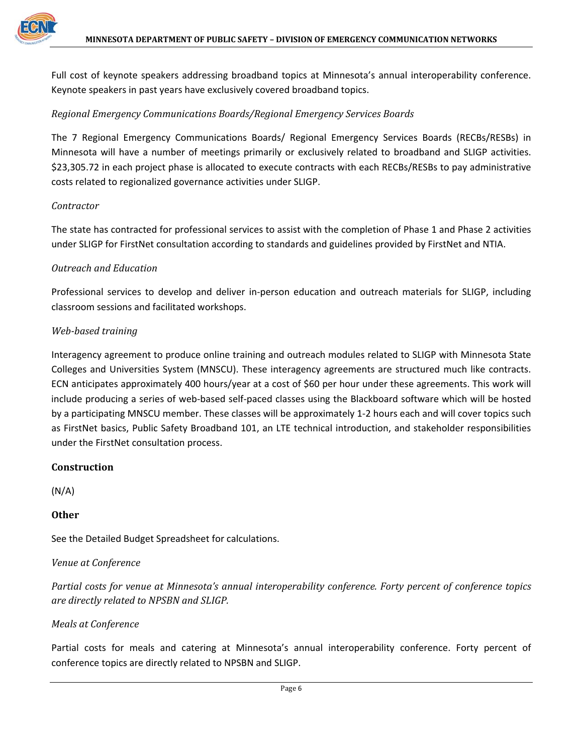Full cost of keynote speakers addressing broadband topics at Minnesota's annual interoperability conference. Keynote speakers in past years have exclusively covered broadband topics.

*Regional Emergency Communications Boards/Regional Emergency Services Boards*

The 7 Regional Emergency Communications Boards/ Regional Emergency Services Boards (RECBs/RESBs) in Minnesota will have a number of meetings primarily or exclusively related to broadband and SLIGP activities. $23,305.72 in each project phase is allocated to execute contracts with each RECBs/RESBs to pay administrative costs related to regionalized governance activities under SLIGP.

*Contractor*

The state has contracted for professional services to assist with the completion of Phase 1 and Phase 2 activities under SLIGP for FirstNet consultation according to standards and guidelines provided by FirstNet and NTIA.

*Outreach and Education*

Professional services to develop and deliver in-person education and outreach materials for SLIGP, including classroom sessions and facilitated workshops.

*Web-based training*

Interagency agreement to produce online training and outreach modules related to SLIGP with Minnesota State Colleges and Universities System (MNSCU). These interagency agreements are structured much like contracts. ECN anticipates approximately 400 hours/year at a cost of $60 per hour under these agreements. This work will include producing a series of web-based self-paced classes using the Blackboard software which will be hosted by a participating MNSCU member. These classes will be approximately 1-2 hours each and will cover topics such as FirstNet basics, Public Safety Broadband 101, an LTE technical introduction, and stakeholder responsibilities under the FirstNet consultation process.

**Construction**

(N/A)

**Other**

See the Detailed Budget Spreadsheet for calculations.

*Venue at Conference*

*Partial costs for venue at Minnesota's annual interoperability conference. Forty percent of conference topics are directly related to NPSBN and SLIGP.*

*Meals at Conference*

Partial costs for meals and catering at Minnesota's annual interoperability conference. Forty percent of conference topics are directly related to NPSBN and SLIGP.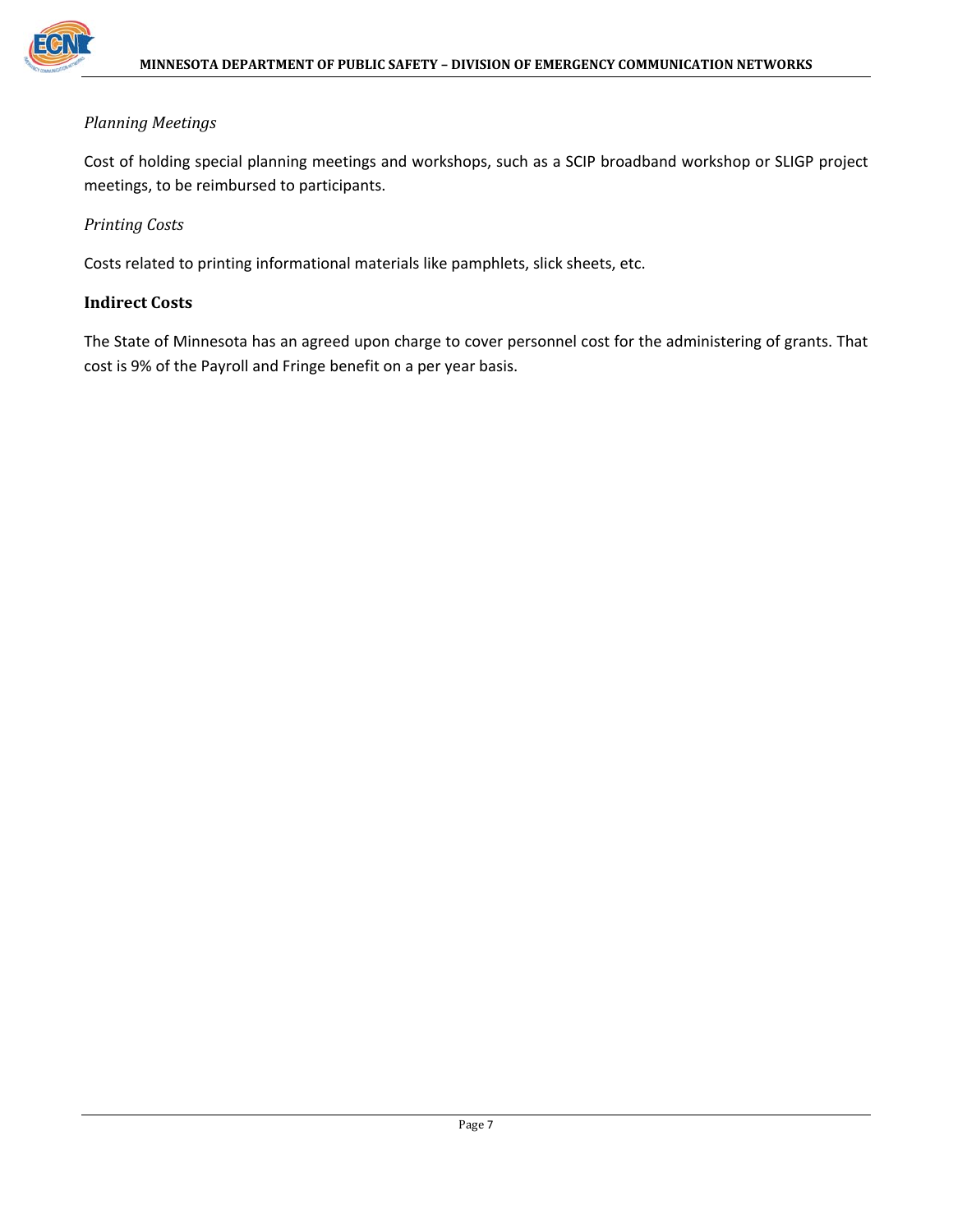*Planning Meetings*

Cost of holding special planning meetings and workshops, such as a SCIP broadband workshop or SLIGP project meetings, to be reimbursed to participants.

*Printing Costs*

Costs related to printing informational materials like pamphlets, slick sheets, etc.

### Indirect Costs

The State of Minnesota has an agreed upon charge to cover personnel cost for the administering of grants. That cost is 9% of the Payroll and Fringe benefit on a per year basis.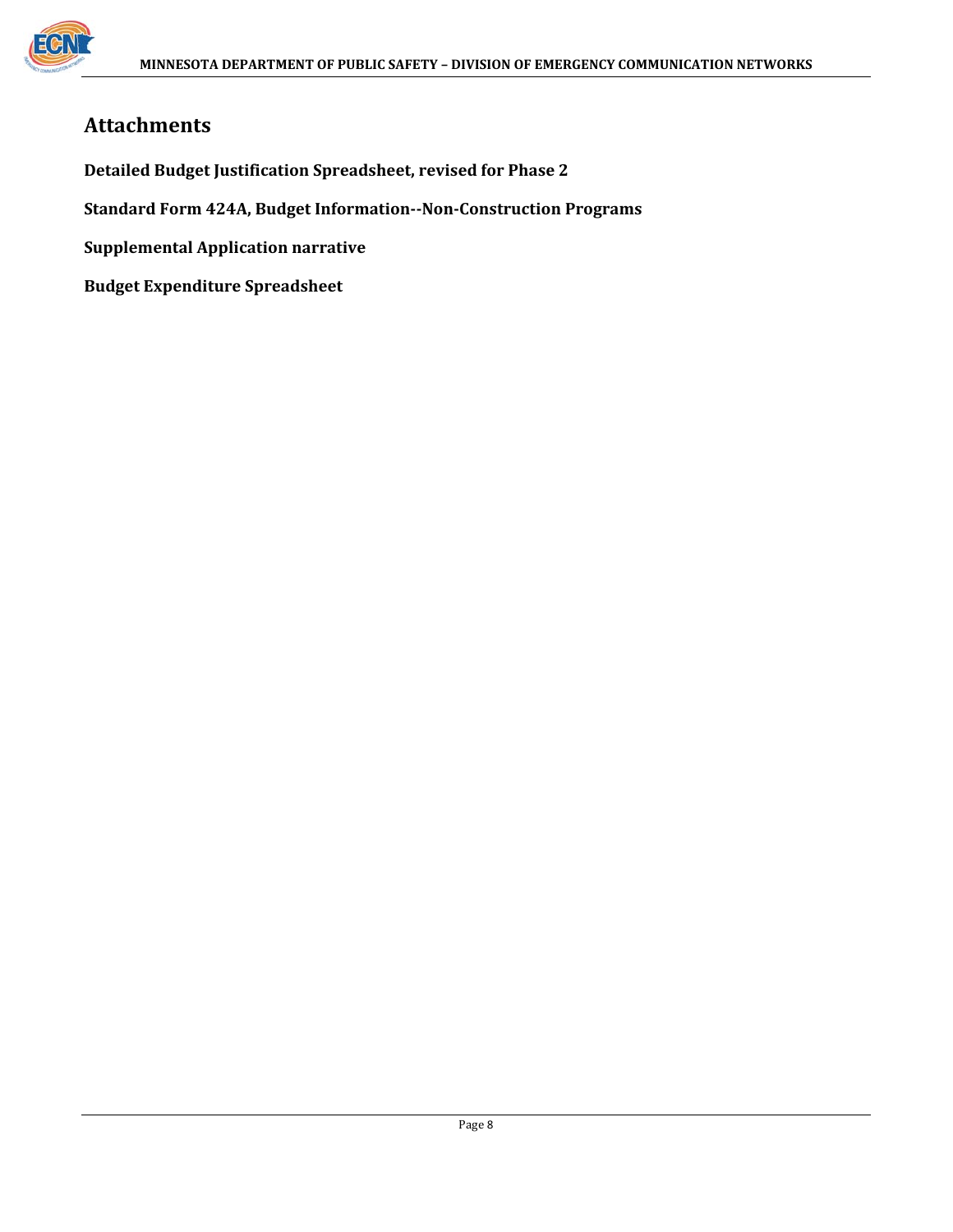## Attachments

**Detailed Budget Justification Spreadsheet, revised for Phase 2**

**Standard Form 424A, Budget Information--Non-Construction Programs**

**Supplemental Application narrative**

**Budget Expenditure Spreadsheet**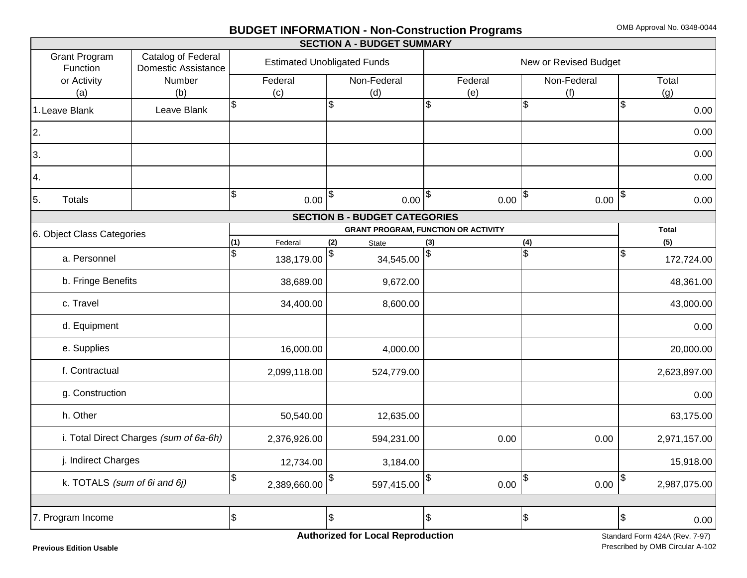# BUDGET INFORMATION - Non-Construction Programs

OMB Approval No. 0348-0044

## SECTION A - BUDGET SUMMARY

| Grant Program Function or Activity (a) | Catalog of Federal Domestic Assistance Number (b) | Estimated Unobligated Funds | | New or Revised Budget | | |
|---|---|---|---|---|---|---|
| | | Federal (c) | Non-Federal (d) | Federal (e) | Non-Federal (f) | Total (g) |
| 1. Leave Blank | Leave Blank | $ | $ | $ | $ | $ 0.00 |
| 2. | | | | | | 0.00 |
| 3. | | | | | | 0.00 |
| 4. | | | | | | 0.00 |
| 5. Totals | | $ 0.00 | $ 0.00 | $ 0.00 | $ 0.00 | $ 0.00 |

## SECTION B - BUDGET CATEGORIES

| 6. Object Class Categories | GRANT PROGRAM, FUNCTION OR ACTIVITY | | | | Total |
|---|---|---|---|---|---|
| | (1) Federal | (2) State | (3) | (4) | (5) |
| a. Personnel | $ 138,179.00 | $ 34,545.00 | $ | $ | $ 172,724.00 |
| b. Fringe Benefits | 38,689.00 | 9,672.00 | | | 48,361.00 |
| c. Travel | 34,400.00 | 8,600.00 | | | 43,000.00 |
| d. Equipment | | | | | 0.00 |
| e. Supplies | 16,000.00 | 4,000.00 | | | 20,000.00 |
| f. Contractual | 2,099,118.00 | 524,779.00 | | | 2,623,897.00 |
| g. Construction | | | | | 0.00 |
| h. Other | 50,540.00 | 12,635.00 | | | 63,175.00 |
| i. Total Direct Charges *(sum of 6a-6h)* | 2,376,926.00 | 594,231.00 | 0.00 | 0.00 | 2,971,157.00 |
| j. Indirect Charges | 12,734.00 | 3,184.00 | | | 15,918.00 |
| k. TOTALS *(sum of 6i and 6j)* | $ 2,389,660.00 | $ 597,415.00 | $ 0.00 | $ 0.00 | $ 2,987,075.00 |
| 7. Program Income | $ | $ | $ | $ | $ 0.00 |

**Authorized for Local Reproduction**

**Previous Edition Usable**

Standard Form 424A (Rev. 7-97)
Prescribed by OMB Circular A-102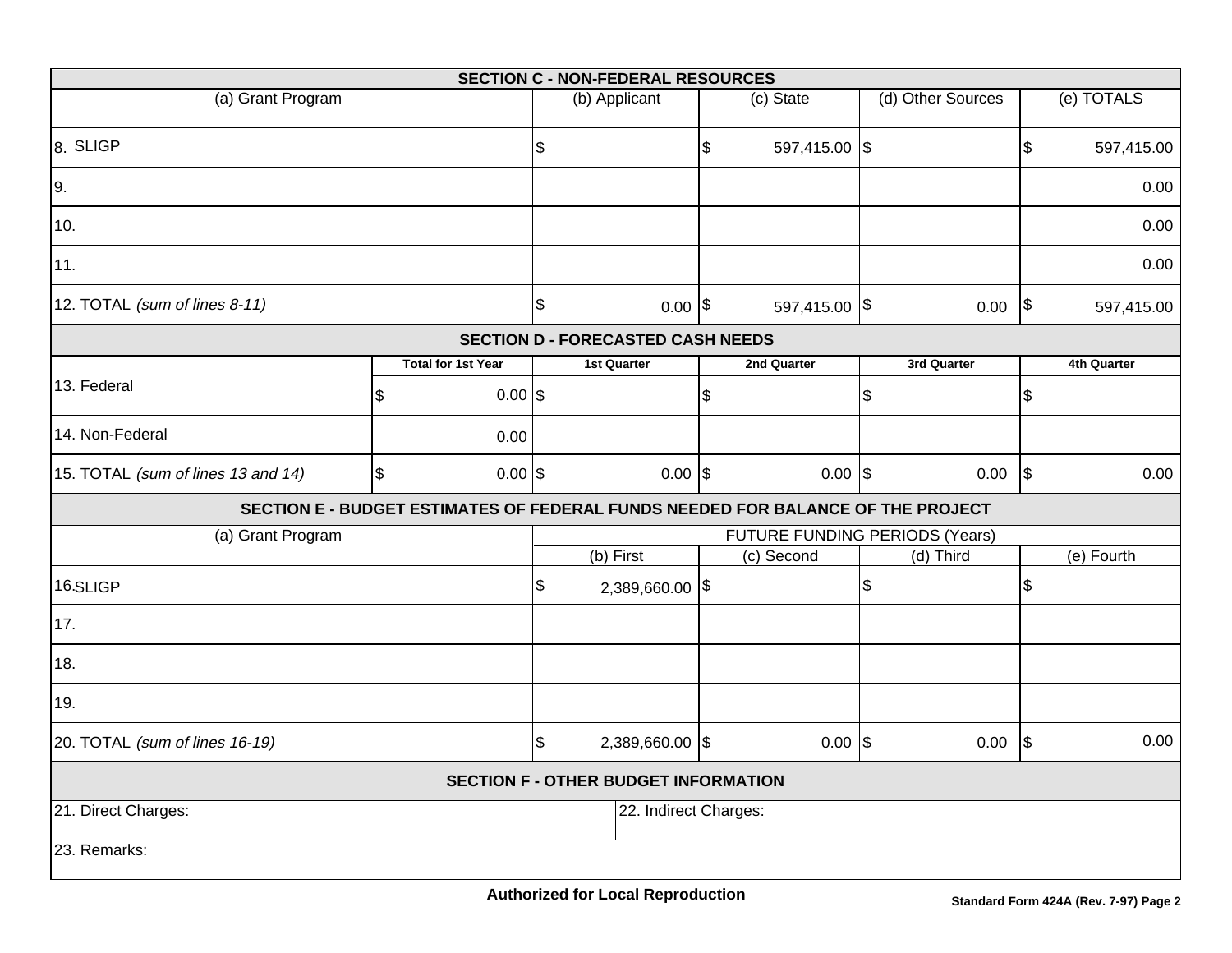| SECTION C - NON-FEDERAL RESOURCES | | | | |
|---|---|---|---|---|
| (a) Grant Program | (b) Applicant | (c) State | (d) Other Sources | (e) TOTALS |
| 8. SLIGP | $ | $ 597,415.00 | $ | $ 597,415.00 |
| 9. | | | | 0.00 |
| 10. | | | | 0.00 |
| 11. | | | | 0.00 |
| 12. TOTAL *(sum of lines 8-11)* | $ 0.00 | $ 597,415.00 | $ 0.00 | $ 597,415.00 |

| SECTION D - FORECASTED CASH NEEDS | | | | | |
|---|---|---|---|---|---|
| | **Total for 1st Year** | **1st Quarter** | **2nd Quarter** | **3rd Quarter** | **4th Quarter** |
| 13. Federal | $ 0.00 | $ | $ | $ | $ |
| 14. Non-Federal | 0.00 | | | | |
| 15. TOTAL *(sum of lines 13 and 14)* | $ 0.00 | $ 0.00 | $ 0.00 | $ 0.00 | $ 0.00 |

| SECTION E - BUDGET ESTIMATES OF FEDERAL FUNDS NEEDED FOR BALANCE OF THE PROJECT | | | | |
|---|---|---|---|---|
| (a) Grant Program | FUTURE FUNDING PERIODS (Years) | | | |
| | (b) First | (c) Second | (d) Third | (e) Fourth |
| 16. SLIGP | $ 2,389,660.00 | $ | $ | $ |
| 17. | | | | |
| 18. | | | | |
| 19. | | | | |
| 20. TOTAL *(sum of lines 16-19)* | $ 2,389,660.00 | $ 0.00 | $ 0.00 | $ 0.00 |

| SECTION F - OTHER BUDGET INFORMATION | |
|---|---|
| 21. Direct Charges: | 22. Indirect Charges: |
| 23. Remarks: | |

**Authorized for Local Reproduction**

**Standard Form 424A (Rev. 7-97) Page 2**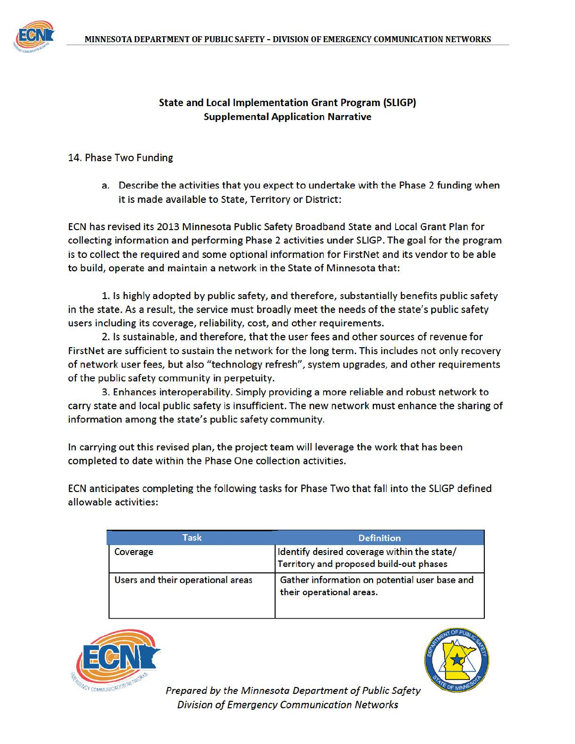## State and Local Implementation Grant Program (SLIGP)
## Supplemental Application Narrative

14. Phase Two Funding

a. Describe the activities that you expect to undertake with the Phase 2 funding when it is made available to State, Territory or District:

ECN has revised its 2013 Minnesota Public Safety Broadband State and Local Grant Plan for collecting information and performing Phase 2 activities under SLIGP. The goal for the program is to collect the required and some optional information for FirstNet and its vendor to be able to build, operate and maintain a network in the State of Minnesota that:

1. Is highly adopted by public safety, and therefore, substantially benefits public safety in the state. As a result, the service must broadly meet the needs of the state's public safety users including its coverage, reliability, cost, and other requirements.
2. Is sustainable, and therefore, that the user fees and other sources of revenue for FirstNet are sufficient to sustain the network for the long term. This includes not only recovery of network user fees, but also "technology refresh", system upgrades, and other requirements of the public safety community in perpetuity.
3. Enhances interoperability. Simply providing a more reliable and robust network to carry state and local public safety is insufficient. The new network must enhance the sharing of information among the state's public safety community.

In carrying out this revised plan, the project team will leverage the work that has been completed to date within the Phase One collection activities.

ECN anticipates completing the following tasks for Phase Two that fall into the SLIGP defined allowable activities:

| Task | Definition |
|---|---|
| Coverage | Identify desired coverage within the state/ Territory and proposed build-out phases |
| Users and their operational areas | Gather information on potential user base and their operational areas. |

*Prepared by the Minnesota Department of Public Safety Division of Emergency Communication Networks*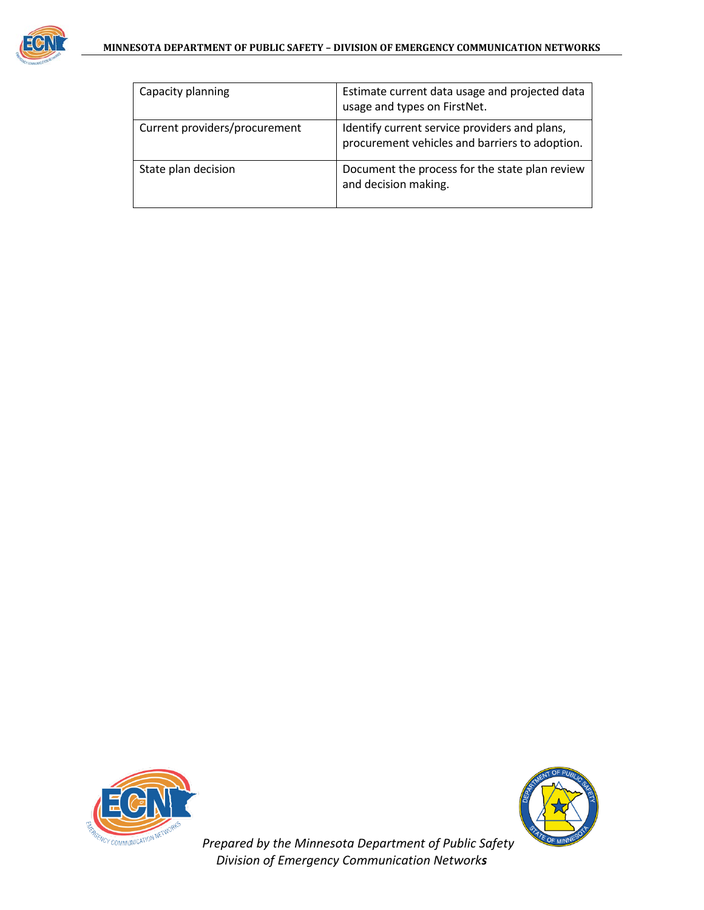| | |
|---|---|
| Capacity planning | Estimate current data usage and projected data usage and types on FirstNet. |
| Current providers/procurement | Identify current service providers and plans, procurement vehicles and barriers to adoption. |
| State plan decision | Document the process for the state plan review and decision making. |

*Prepared by the Minnesota Department of Public Safety Division of Emergency Communication Network**s***